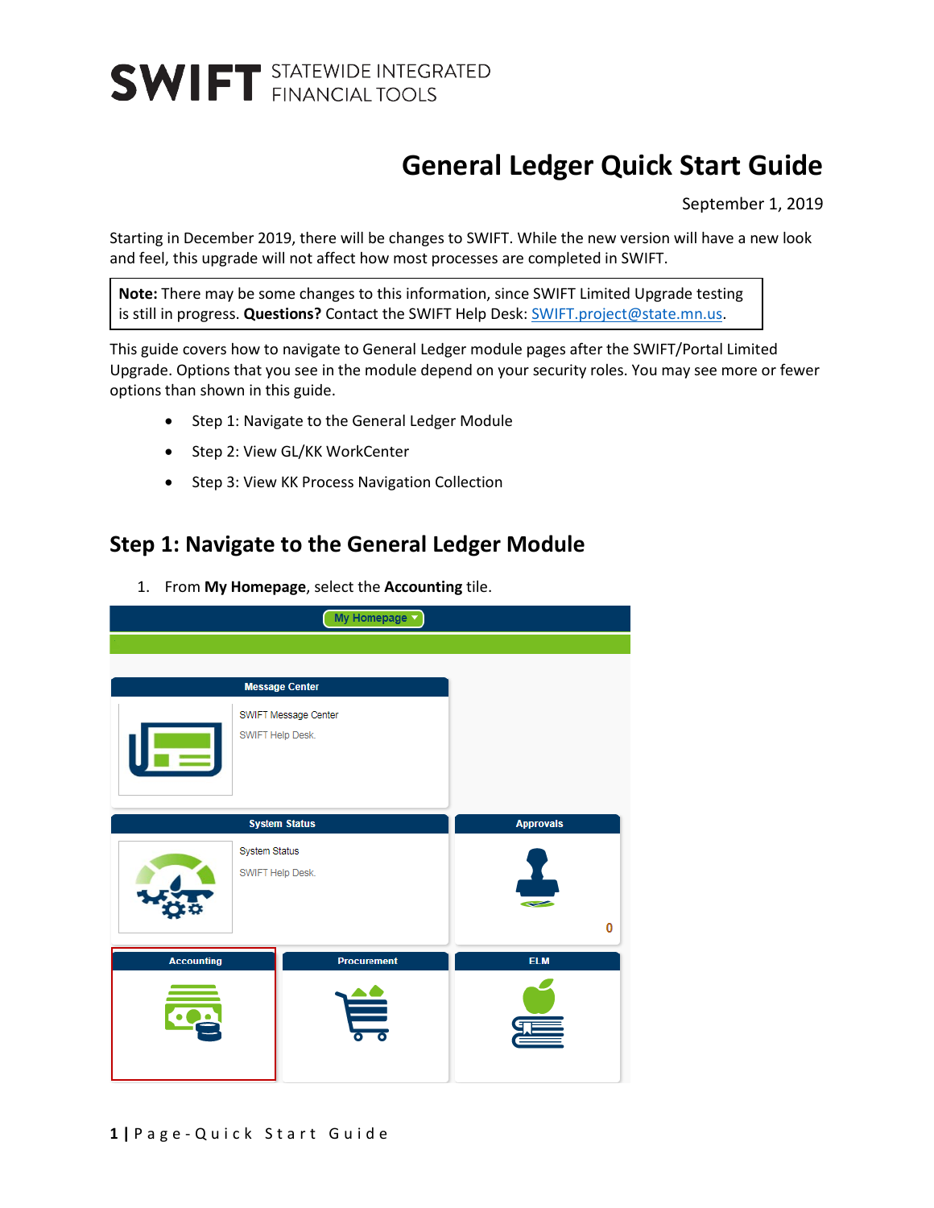# SWIFT STATEWIDE INTEGRATED FINANCIAL TOOLS

# General Ledger Quick Start Guide

September 1, 2019

Starting in December 2019, there will be changes to SWIFT. While the new version will have a new look and feel, this upgrade will not affect how most processes are completed in SWIFT.

> **Note:** There may be some changes to this information, since SWIFT Limited Upgrade testing is still in progress. **Questions?** Contact the SWIFT Help Desk: SWIFT.project@state.mn.us.

This guide covers how to navigate to General Ledger module pages after the SWIFT/Portal Limited Upgrade. Options that you see in the module depend on your security roles. You may see more or fewer options than shown in this guide.

- Step 1: Navigate to the General Ledger Module
- Step 2: View GL/KK WorkCenter
- Step 3: View KK Process Navigation Collection

## Step 1: Navigate to the General Ledger Module

1. From **My Homepage**, select the **Accounting** tile.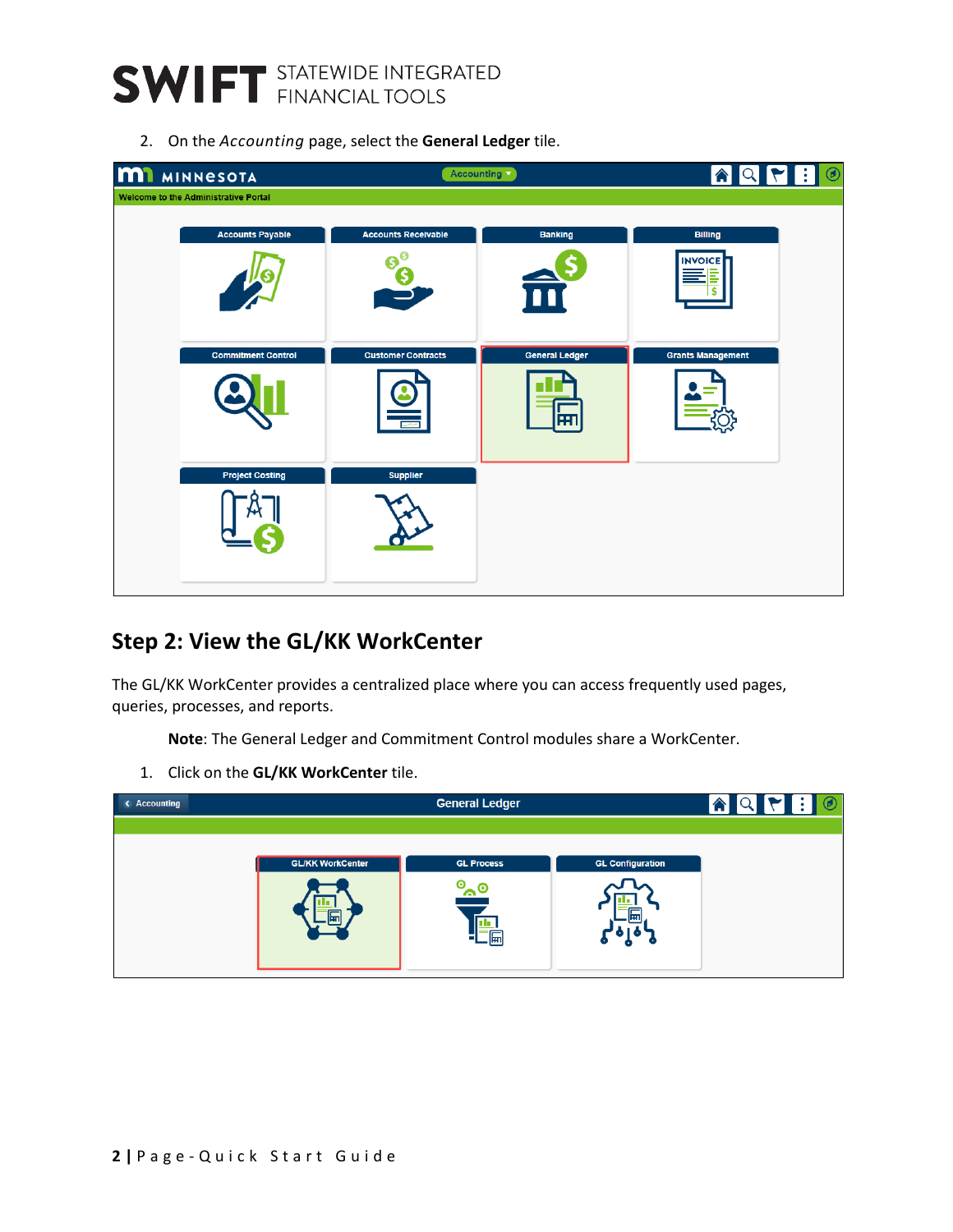2. On the *Accounting* page, select the **General Ledger** tile.

## Step 2: View the GL/KK WorkCenter

The GL/KK WorkCenter provides a centralized place where you can access frequently used pages, queries, processes, and reports.

> **Note**: The General Ledger and Commitment Control modules share a WorkCenter.

1. Click on the **GL/KK WorkCenter** tile.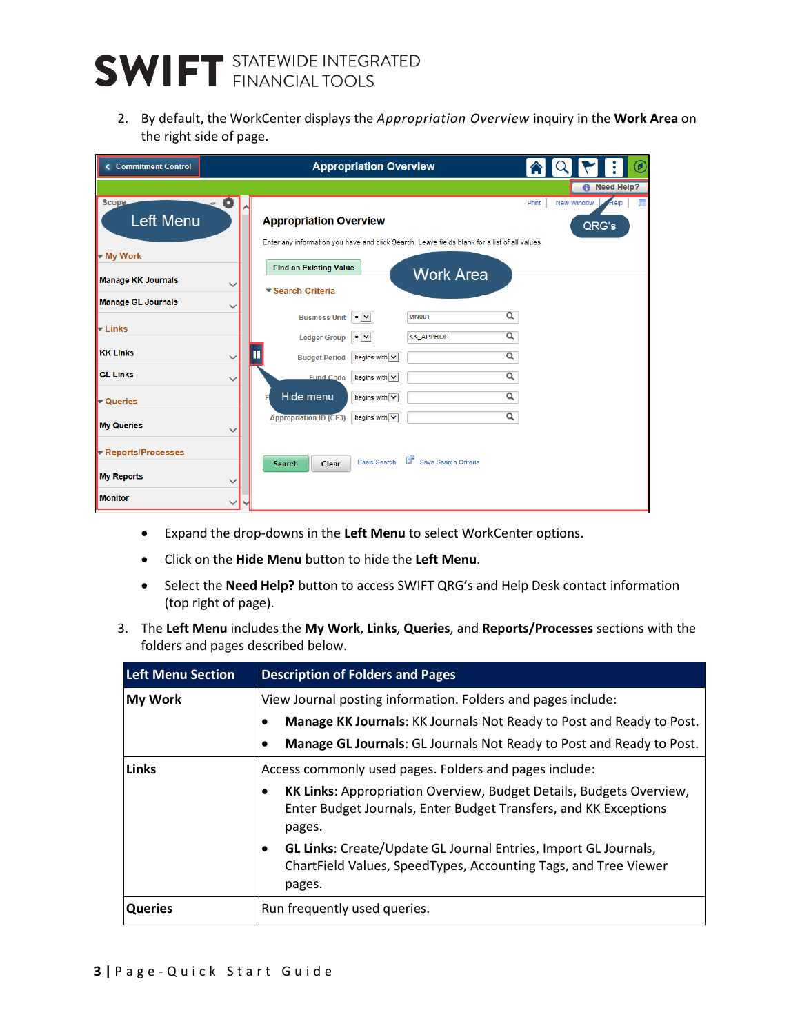2. By default, the WorkCenter displays the *Appropriation Overview* inquiry in the **Work Area** on the right side of page.

- Expand the drop-downs in the **Left Menu** to select WorkCenter options.
- Click on the **Hide Menu** button to hide the **Left Menu**.
- Select the **Need Help?** button to access SWIFT QRG's and Help Desk contact information (top right of page).

3. The **Left Menu** includes the **My Work**, **Links**, **Queries**, and **Reports/Processes** sections with the folders and pages described below.

| Left Menu Section | Description of Folders and Pages |
|---|---|
| **My Work** | View Journal posting information. Folders and pages include:<br>• **Manage KK Journals**: KK Journals Not Ready to Post and Ready to Post.<br>• **Manage GL Journals**: GL Journals Not Ready to Post and Ready to Post. |
| **Links** | Access commonly used pages. Folders and pages include:<br>• **KK Links**: Appropriation Overview, Budget Details, Budgets Overview, Enter Budget Journals, Enter Budget Transfers, and KK Exceptions pages.<br>• **GL Links**: Create/Update GL Journal Entries, Import GL Journals, ChartField Values, SpeedTypes, Accounting Tags, and Tree Viewer pages. |
| **Queries** | Run frequently used queries. |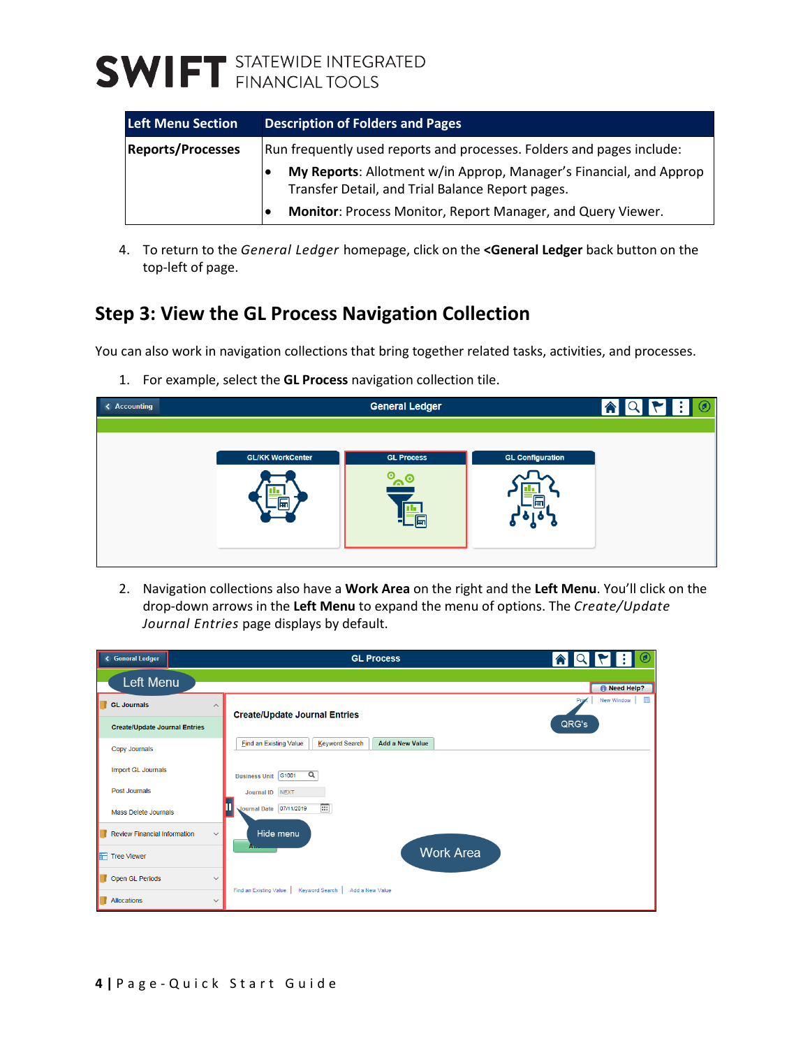| Left Menu Section | Description of Folders and Pages |
|---|---|
| **Reports/Processes** | Run frequently used reports and processes. Folders and pages include:<br>• **My Reports**: Allotment w/in Approp, Manager's Financial, and Approp Transfer Detail, and Trial Balance Report pages.<br>• **Monitor**: Process Monitor, Report Manager, and Query Viewer. |

4. To return to the *General Ledger* homepage, click on the **<General Ledger** back button on the top-left of page.

## Step 3: View the GL Process Navigation Collection

You can also work in navigation collections that bring together related tasks, activities, and processes.

1. For example, select the **GL Process** navigation collection tile.

2. Navigation collections also have a **Work Area** on the right and the **Left Menu**. You'll click on the drop-down arrows in the **Left Menu** to expand the menu of options. The *Create/Update Journal Entries* page displays by default.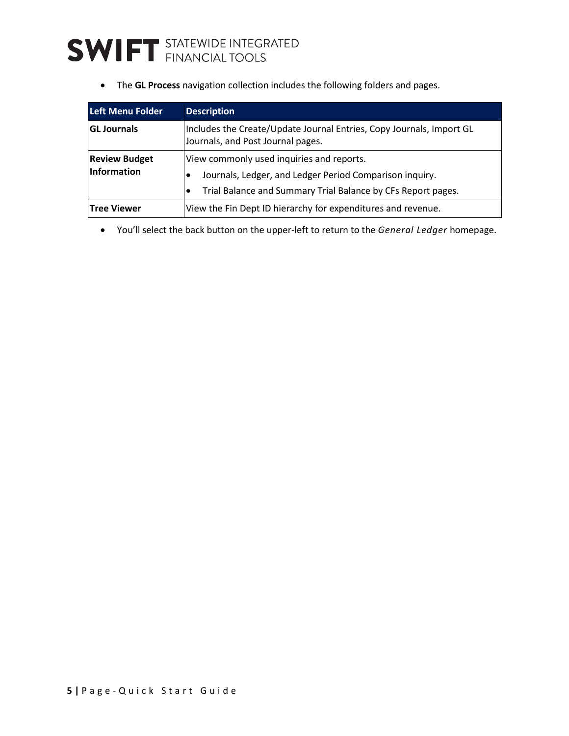- The **GL Process** navigation collection includes the following folders and pages.

| Left Menu Folder | Description |
| --- | --- |
| **GL Journals** | Includes the Create/Update Journal Entries, Copy Journals, Import GL Journals, and Post Journal pages. |
| **Review Budget Information** | View commonly used inquiries and reports.<br>• Journals, Ledger, and Ledger Period Comparison inquiry.<br>• Trial Balance and Summary Trial Balance by CFs Report pages. |
| **Tree Viewer** | View the Fin Dept ID hierarchy for expenditures and revenue. |

- You'll select the back button on the upper-left to return to the *General Ledger* homepage.